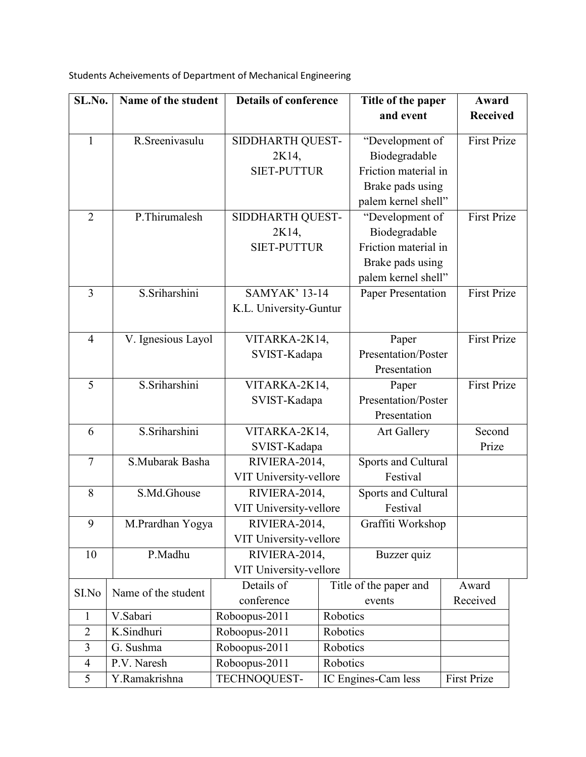Students Acheivements of Department of Mechanical Engineering

| SL.No. | Name of the student | Details of conference | Title of the paper and event | Award Received |
|---|---|---|---|---|
| 1 | R.Sreenivasulu | SIDDHARTH QUEST-2K14, SIET-PUTTUR | "Development of Biodegradable Friction material in Brake pads using palem kernel shell" | First Prize |
| 2 | P.Thirumalesh | SIDDHARTH QUEST-2K14, SIET-PUTTUR | "Development of Biodegradable Friction material in Brake pads using palem kernel shell" | First Prize |
| 3 | S.Sriharshini | SAMYAK' 13-14 K.L. University-Guntur | Paper Presentation | First Prize |
| 4 | V. Ignesious Layol | VITARKA-2K14, SVIST-Kadapa | Paper Presentation/Poster Presentation | First Prize |
| 5 | S.Sriharshini | VITARKA-2K14, SVIST-Kadapa | Paper Presentation/Poster Presentation | First Prize |
| 6 | S.Sriharshini | VITARKA-2K14, SVIST-Kadapa | Art Gallery | Second Prize |
| 7 | S.Mubarak Basha | RIVIERA-2014, VIT University-vellore | Sports and Cultural Festival | |
| 8 | S.Md.Ghouse | RIVIERA-2014, VIT University-vellore | Sports and Cultural Festival | |
| 9 | M.Prardhan Yogya | RIVIERA-2014, VIT University-vellore | Graffiti Workshop | |
| 10 | P.Madhu | RIVIERA-2014, VIT University-vellore | Buzzer quiz | |

| SI.No | Name of the student | Details of conference | Title of the paper and events | Award Received |
|---|---|---|---|---|
| 1 | V.Sabari | Roboopus-2011 | Robotics | |
| 2 | K.Sindhuri | Roboopus-2011 | Robotics | |
| 3 | G. Sushma | Roboopus-2011 | Robotics | |
| 4 | P.V. Naresh | Roboopus-2011 | Robotics | |
| 5 | Y.Ramakrishna | TECHNOQUEST- | IC Engines-Cam less | First Prize |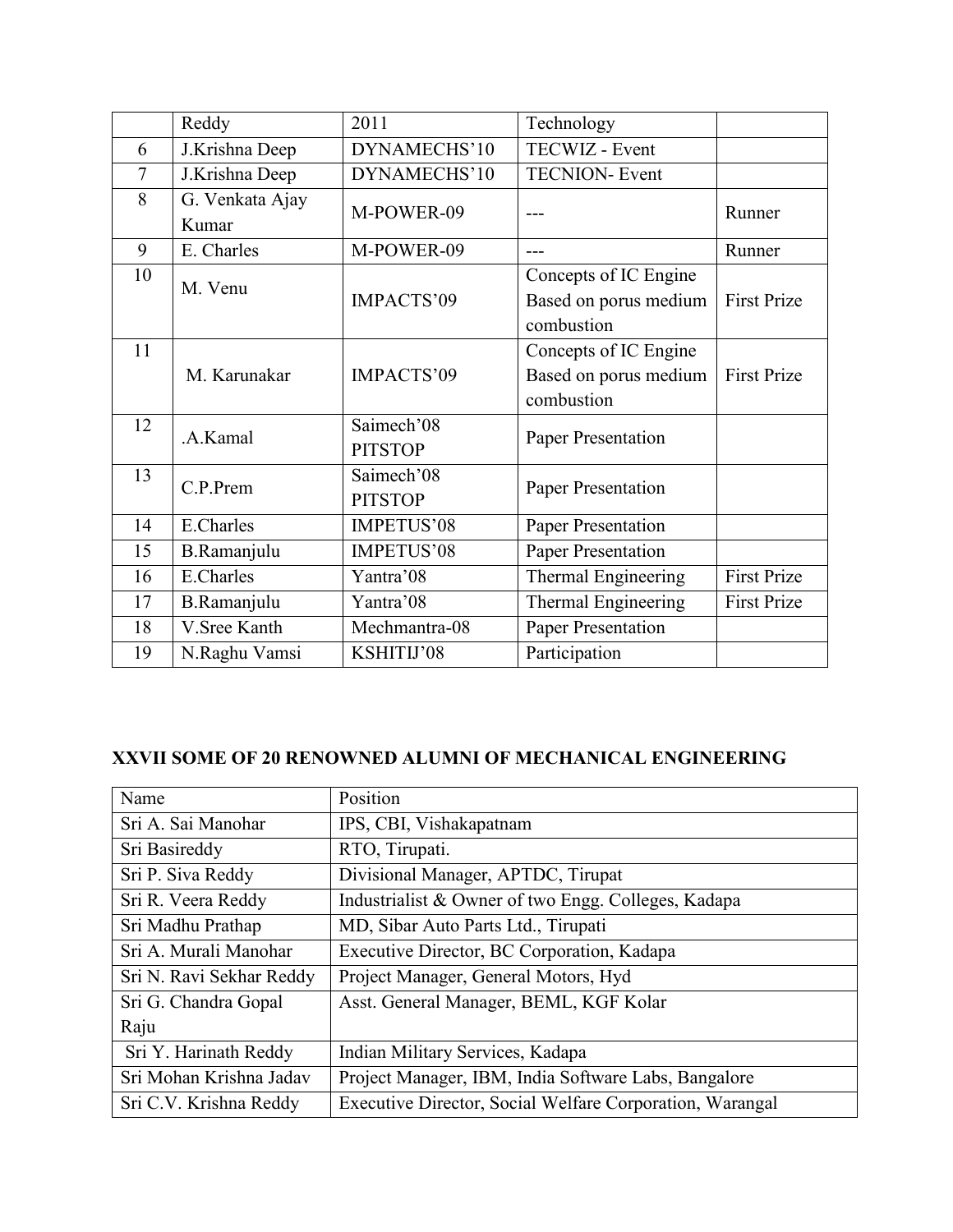|  | Reddy | 2011 | Technology |  |
|---|---|---|---|---|
| 6 | J.Krishna Deep | DYNAMECHS'10 | TECWIZ - Event |  |
| 7 | J.Krishna Deep | DYNAMECHS'10 | TECNION- Event |  |
| 8 | G. Venkata Ajay Kumar | M-POWER-09 | --- | Runner |
| 9 | E. Charles | M-POWER-09 | --- | Runner |
| 10 | M. Venu | IMPACTS'09 | Concepts of IC Engine Based on porus medium combustion | First Prize |
| 11 | M. Karunakar | IMPACTS'09 | Concepts of IC Engine Based on porus medium combustion | First Prize |
| 12 | .A.Kamal | Saimech'08 PITSTOP | Paper Presentation |  |
| 13 | C.P.Prem | Saimech'08 PITSTOP | Paper Presentation |  |
| 14 | E.Charles | IMPETUS'08 | Paper Presentation |  |
| 15 | B.Ramanjulu | IMPETUS'08 | Paper Presentation |  |
| 16 | E.Charles | Yantra'08 | Thermal Engineering | First Prize |
| 17 | B.Ramanjulu | Yantra'08 | Thermal Engineering | First Prize |
| 18 | V.Sree Kanth | Mechmantra-08 | Paper Presentation |  |
| 19 | N.Raghu Vamsi | KSHITIJ'08 | Participation |  |

**XXVII SOME OF 20 RENOWNED ALUMNI OF MECHANICAL ENGINEERING**

| Name | Position |
|---|---|
| Sri A. Sai Manohar | IPS, CBI, Vishakapatnam |
| Sri Basireddy | RTO, Tirupati. |
| Sri P. Siva Reddy | Divisional Manager, APTDC, Tirupat |
| Sri R. Veera Reddy | Industrialist & Owner of two Engg. Colleges, Kadapa |
| Sri Madhu Prathap | MD, Sibar Auto Parts Ltd., Tirupati |
| Sri A. Murali Manohar | Executive Director, BC Corporation, Kadapa |
| Sri N. Ravi Sekhar Reddy | Project Manager, General Motors, Hyd |
| Sri G. Chandra Gopal Raju | Asst. General Manager, BEML, KGF Kolar |
| Sri Y. Harinath Reddy | Indian Military Services, Kadapa |
| Sri Mohan Krishna Jadav | Project Manager, IBM, India Software Labs, Bangalore |
| Sri C.V. Krishna Reddy | Executive Director, Social Welfare Corporation, Warangal |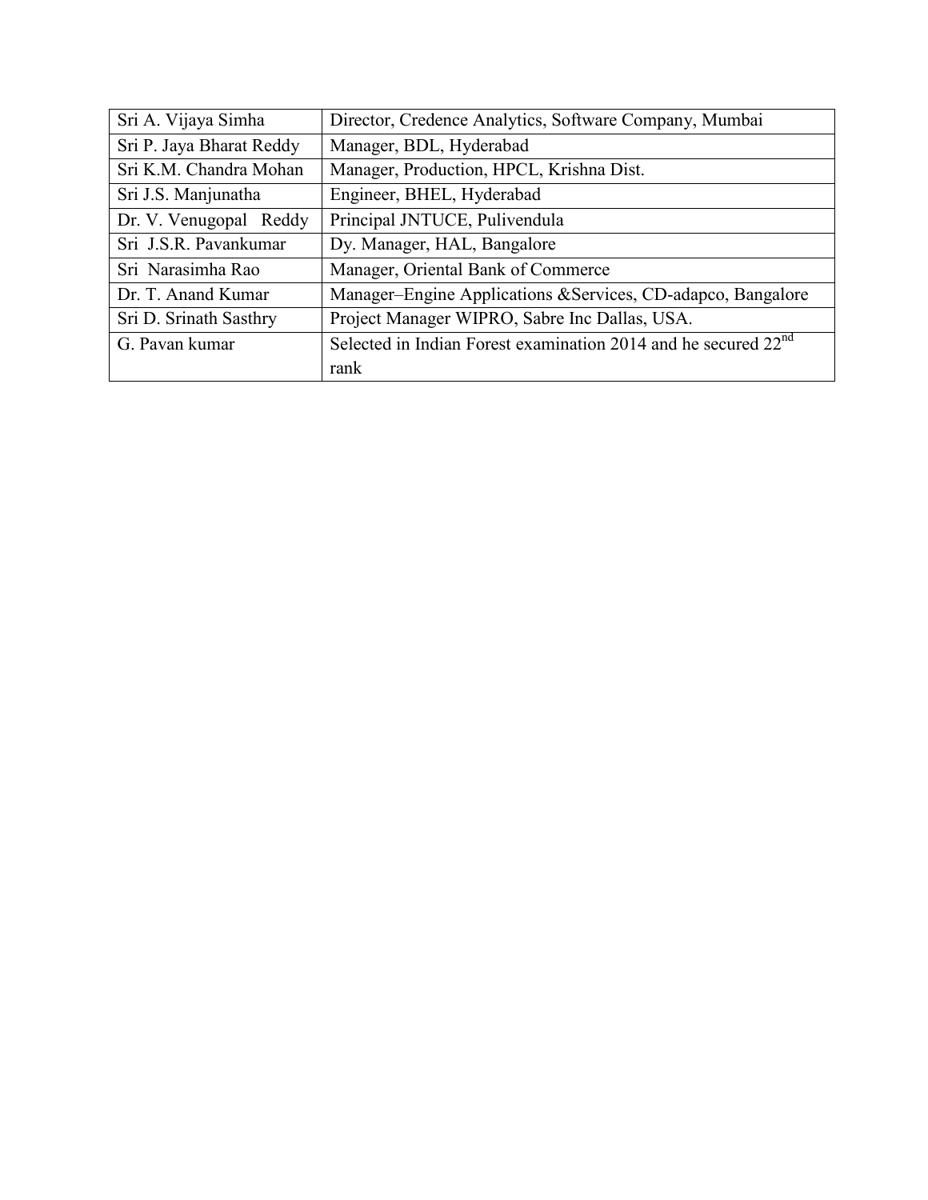| | |
|---|---|
| Sri A. Vijaya Simha | Director, Credence Analytics, Software Company, Mumbai |
| Sri P. Jaya Bharat Reddy | Manager, BDL, Hyderabad |
| Sri K.M. Chandra Mohan | Manager, Production, HPCL, Krishna Dist. |
| Sri J.S. Manjunatha | Engineer, BHEL, Hyderabad |
| Dr. V. Venugopal Reddy | Principal JNTUCE, Pulivendula |
| Sri J.S.R. Pavankumar | Dy. Manager, HAL, Bangalore |
| Sri Narasimha Rao | Manager, Oriental Bank of Commerce |
| Dr. T. Anand Kumar | Manager–Engine Applications &Services, CD-adapco, Bangalore |
| Sri D. Srinath Sasthry | Project Manager WIPRO, Sabre Inc Dallas, USA. |
| G. Pavan kumar | Selected in Indian Forest examination 2014 and he secured 22nd rank |